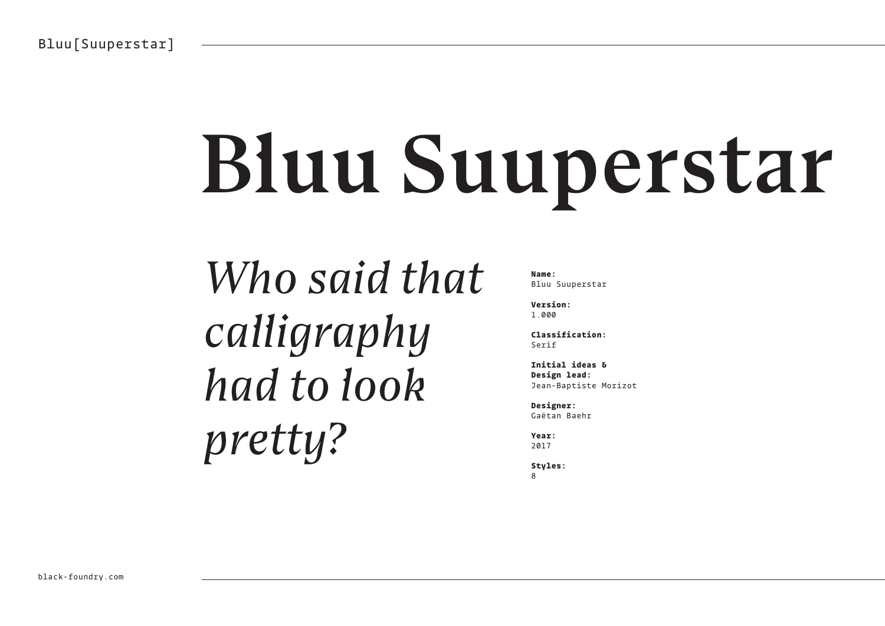# Bluu Suuperstar

*Who said that calligraphy had to look pretty?*

**Name:**
Bluu Suuperstar

**Version:**
1.000

**Classification:**
Serif

**Initial ideas & Design lead:**
Jean-Baptiste Morizot

**Designer:**
Gaëtan Baehr

**Year:**
2017

**Styles:**
8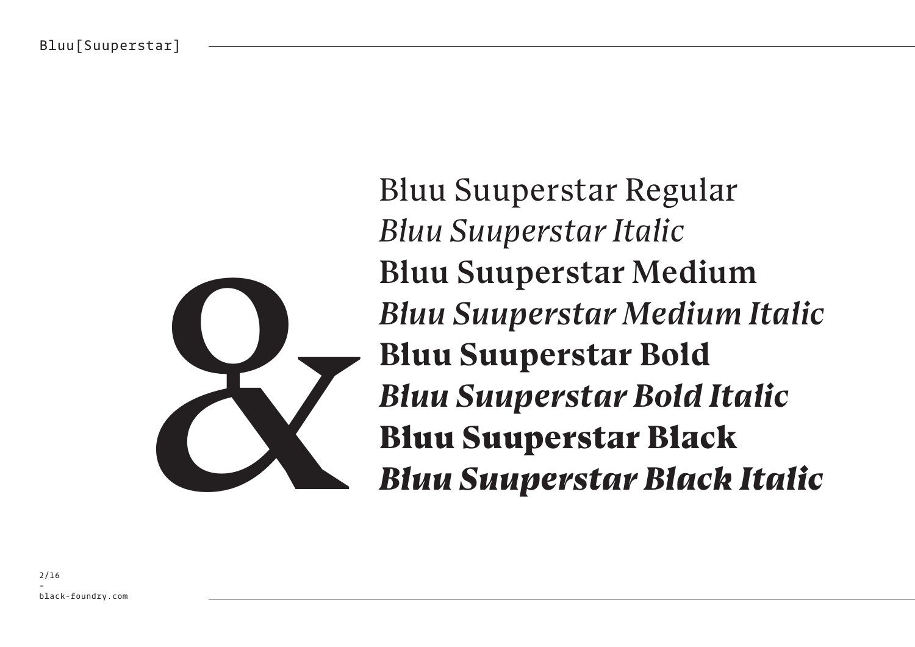&

Bluu Suuperstar Regular

*Bluu Suuperstar Italic*

**Bluu Suuperstar Medium**

***Bluu Suuperstar Medium Italic***

**Bluu Suuperstar Bold**

***Bluu Suuperstar Bold Italic***

**Bluu Suuperstar Black**

***Bluu Suuperstar Black Italic***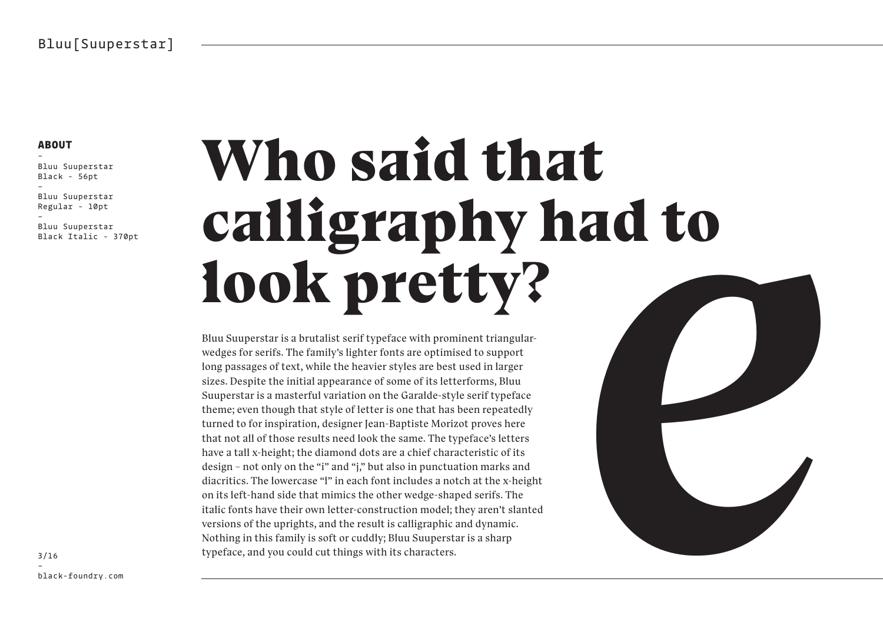**ABOUT**

-
Bluu Suuperstar
Black - 56pt
-
Bluu Suuperstar
Regular - 10pt
-
Bluu Suuperstar
Black Italic - 370pt

# Who said that calligraphy had to look pretty?

Bluu Suuperstar is a brutalist serif typeface with prominent triangular-wedges for serifs. The family's lighter fonts are optimised to support long passages of text, while the heavier styles are best used in larger sizes. Despite the initial appearance of some of its letterforms, Bluu Suuperstar is a masterful variation on the Garalde-style serif typeface theme; even though that style of letter is one that has been repeatedly turned to for inspiration, designer Jean-Baptiste Morizot proves here that not all of those results need look the same. The typeface's letters have a tall x-height; the diamond dots are a chief characteristic of its design – not only on the "i" and "j," but also in punctuation marks and diacritics. The lowercase "l" in each font includes a notch at the x-height on its left-hand side that mimics the other wedge-shaped serifs. The italic fonts have their own letter-construction model; they aren't slanted versions of the uprights, and the result is calligraphic and dynamic. Nothing in this family is soft or cuddly; Bluu Suuperstar is a sharp typeface, and you could cut things with its characters.

*e*

black-foundry.com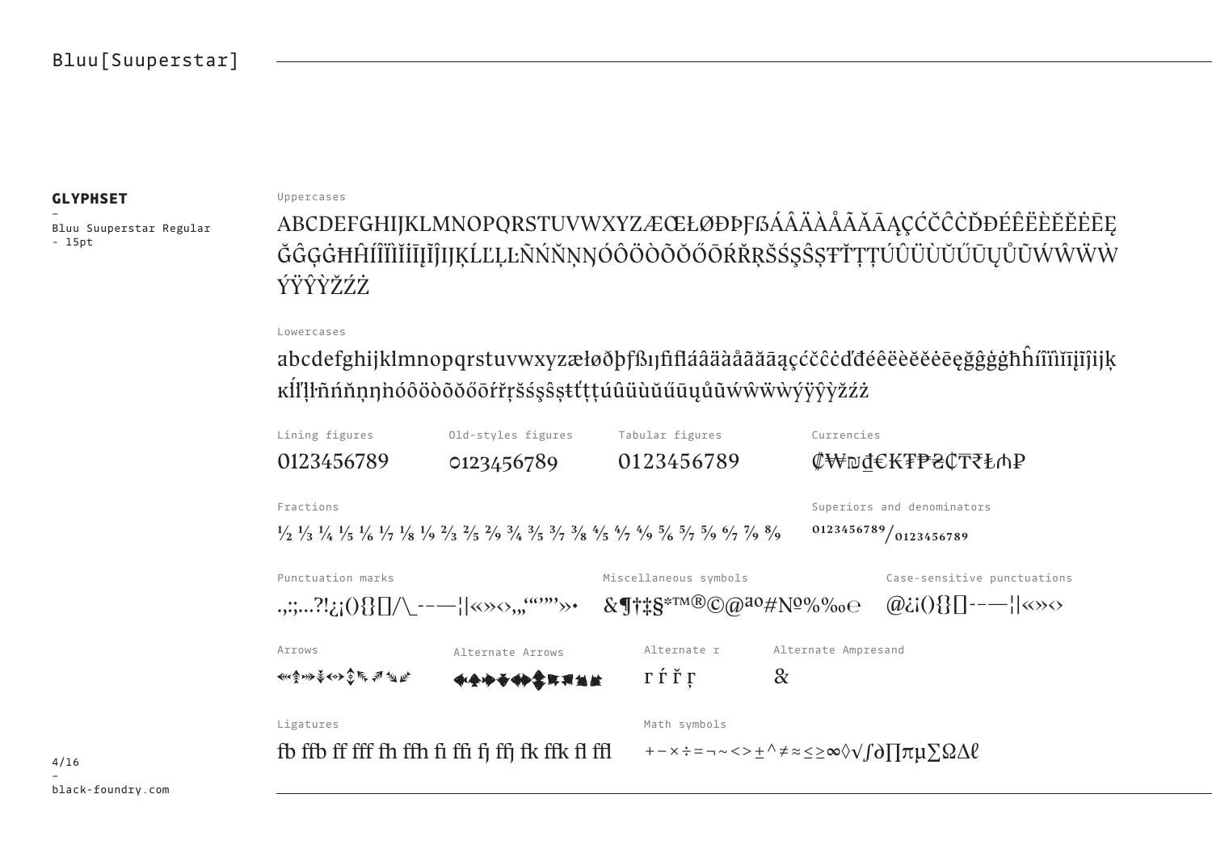## GLYPHSET

-
Bluu Suuperstar Regular
- 15pt

Uppercases

ABCDEFGHIJKLMNOPQRSTUVWXYZÆŒŁØĐÞƑẞÁÂÄÀÅÃĂĀĄÇĆČĈĊĎĐÉÊËÈĚĔĖĒĘ
ĞĜĢĠĦĤÍÎÏÌĬİĪĮĨĴĲĶĹĽĻĿÑŃŇŅŊÓÔÖÒÕŎŐŌŔŘŖŠŚŞŜȘŦŤŢȚÚÛÜÙŬŰŪŲŮŨẂŴẄẀ
ÝŸŶỲŽŹŻ

Lowercases

abcdefghijklmnopqrstuvwxyzæłøðþƒßıȷﬁﬂáâäàåãăāąçćčĉċďđéêëèěĕėēęğĝģġħĥíîïìĭīįĩĵĳķ
ĸĺľļŀñńňņŋŉóôöòõŏőōŕřŗšśşŝșŧťţțúûüùŭűūųůũẃŵẅẁýÿŷỳžźż

Lining figures

0123456789

Old-styles figures

0123456789

Tabular figures

0123456789

Currencies

₡₩₪₫€₭₮₱₴₵₸₹₺₼₽

Fractions

½ ⅓ ¼ ⅕ ⅙ ⅐ ⅛ ⅑ ⅔ ⅖ ²⁄₉ ¾ ⅗ ³⁄₇ ⅜ ⅘ ⁴⁄₇ ⁴⁄₉ ⅚ ⁵⁄₇ ⁵⁄₉ ⁶⁄₇ ⁷⁄₉ ⁸⁄₉

Superiors and denominators

⁰¹²³⁴⁵⁶⁷⁸⁹/₀₁₂₃₄₅₆₇₈₉

Punctuation marks

.,:;…?!¿¡(){}[]/\_-–—¦|«»‹›‚„“”‘’»•

Miscellaneous symbols

&¶†‡§*™®©@ªº#№%‰℮

Case-sensitive punctuations

@¿¡(){}[]-–—¦|«»‹›

Arrows

Alternate Arrows

Alternate r

r ŕ ř ŗ

Alternate Ampresand

&

Ligatures

fb ffb ff fff fh ffh fi ffi fj ffj fk ffk fl ffl

Math symbols

+−×÷=¬~<>±^≠≈≤≥∞◊√∫∂∏πµ∑ΩΔℓ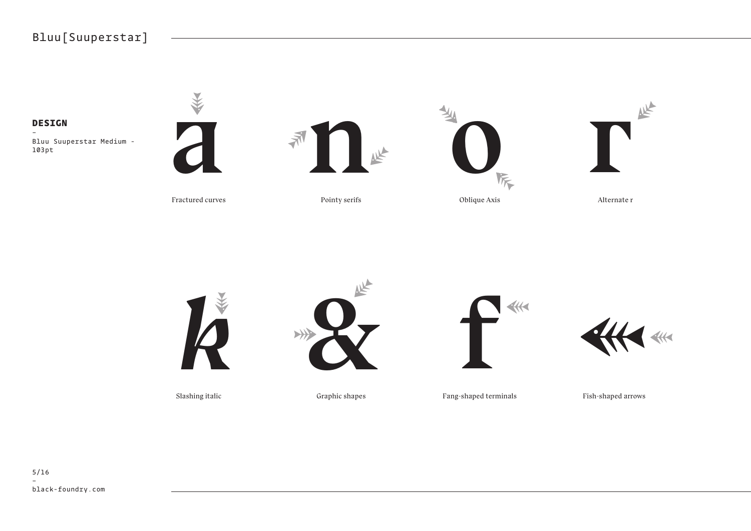## DESIGN

-

Bluu Suuperstar Medium - 103pt

a

Fractured curves

n

Pointy serifs

o

Oblique Axis

r

Alternate r

k

Slashing italic

&

Graphic shapes

f

Fang-shaped terminals

Fish-shaped arrows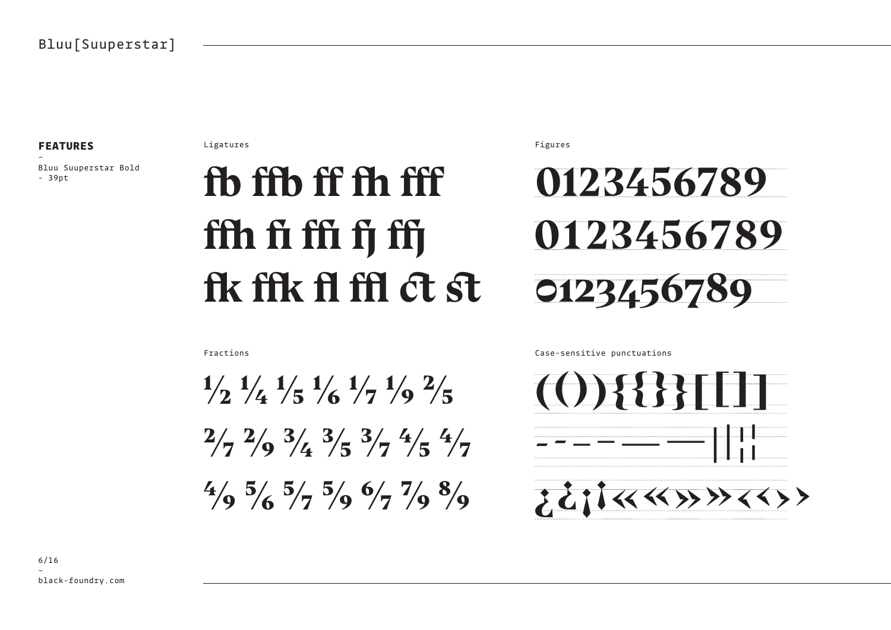## FEATURES

-
Bluu Suuperstar Bold
- 39pt

Ligatures

fb ffb ff fh fff

ffh fi ffi fj ffj

fk ffk fl ffl ct st

Figures

0123456789

0123456789

0123456789

Fractions

½ ¼ ⅕ ⅙ ⅐ ⅑ ⅖

2/7 2/9 ¾ ⅗ 3/7 ⅘ 4/7

4/9 ⅚ 5/7 5/9 6/7 7/9 8/9

Case-sensitive punctuations

(()){{}}[[]]

- - – – — — | | ¦ ¦

¿ ¿ ¡ ¡ « « » » ‹ ‹ › ›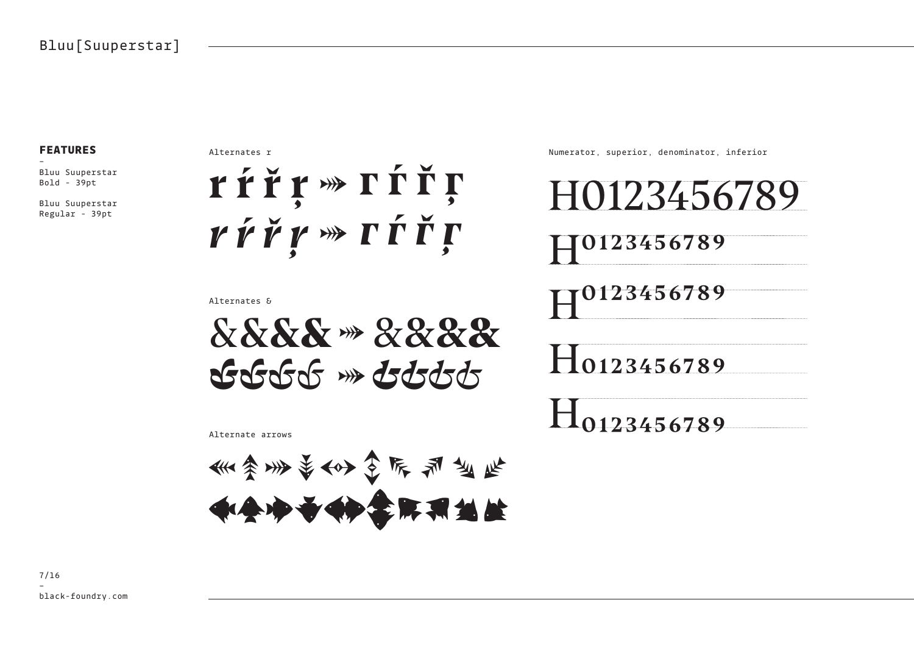## FEATURES

–

Bluu Suuperstar
Bold - 39pt

Bluu Suuperstar
Regular - 39pt

Alternates r

r ŕ ř ŗ ⋙ r ŕ ř ŗ

*r ŕ ř ŗ* ⋙ *r ŕ ř ŗ*

Alternates &

&&&& ⋙ &&&&

*&&&&* ⋙ *&&&&*

Alternate arrows

Numerator, superior, denominator, inferior

H0123456789

H0123456789

H0123456789

H0123456789

H0123456789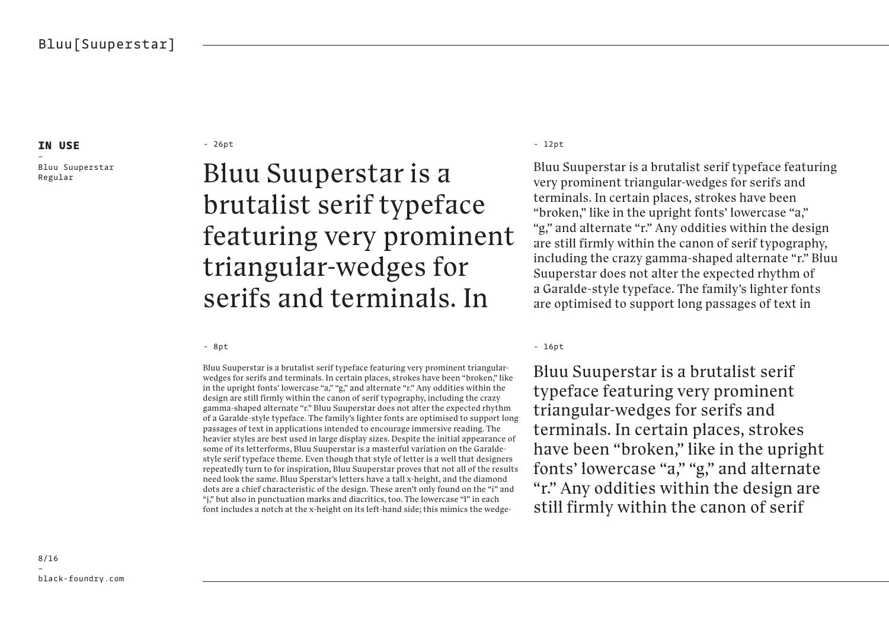**IN USE**

-
Bluu Suuperstar Regular

- 26pt

Bluu Suuperstar is a brutalist serif typeface featuring very prominent triangular-wedges for serifs and terminals. In

- 12pt

Bluu Suuperstar is a brutalist serif typeface featuring very prominent triangular-wedges for serifs and terminals. In certain places, strokes have been “broken,” like in the upright fonts’ lowercase “a,” “g,” and alternate “r.” Any oddities within the design are still firmly within the canon of serif typography, including the crazy gamma-shaped alternate “r.” Bluu Suuperstar does not alter the expected rhythm of a Garalde-style typeface. The family’s lighter fonts are optimised to support long passages of text in

- 8pt

Bluu Suuperstar is a brutalist serif typeface featuring very prominent triangular-wedges for serifs and terminals. In certain places, strokes have been “broken,” like in the upright fonts’ lowercase “a,” “g,” and alternate “r.” Any oddities within the design are still firmly within the canon of serif typography, including the crazy gamma-shaped alternate “r.” Bluu Suuperstar does not alter the expected rhythm of a Garalde-style typeface. The family’s lighter fonts are optimised to support long passages of text in applications intended to encourage immersive reading. The heavier styles are best used in large display sizes. Despite the initial appearance of some of its letterforms, Bluu Suuperstar is a masterful variation on the Garalde-style serif typeface theme. Even though that style of letter is a well that designers repeatedly turn to for inspiration, Bluu Suuperstar proves that not all of the results need look the same. Bluu Sperstar’s letters have a tall x-height, and the diamond dots are a chief characteristic of the design. These aren’t only found on the “i” and “j,” but also in punctuation marks and diacritics, too. The lowercase “l” in each font includes a notch at the x-height on its left-hand side; this mimics the wedge-

- 16pt

Bluu Suuperstar is a brutalist serif typeface featuring very prominent triangular-wedges for serifs and terminals. In certain places, strokes have been “broken,” like in the upright fonts’ lowercase “a,” “g,” and alternate “r.” Any oddities within the design are still firmly within the canon of serif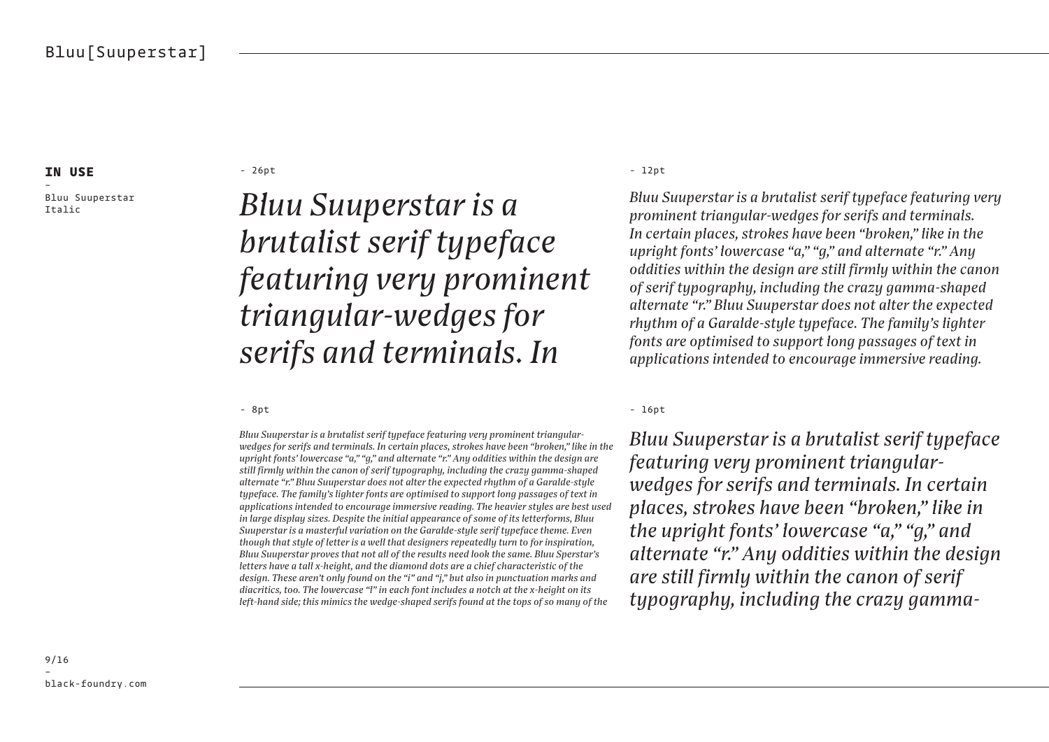**IN USE**

-

Bluu Suuperstar Italic

- 26pt

*Bluu Suuperstar is a brutalist serif typeface featuring very prominent triangular-wedges for serifs and terminals. In*

- 12pt

*Bluu Suuperstar is a brutalist serif typeface featuring very prominent triangular-wedges for serifs and terminals. In certain places, strokes have been “broken,” like in the upright fonts’ lowercase “a,” “g,” and alternate “r.” Any oddities within the design are still firmly within the canon of serif typography, including the crazy gamma-shaped alternate “r.” Bluu Suuperstar does not alter the expected rhythm of a Garalde-style typeface. The family’s lighter fonts are optimised to support long passages of text in applications intended to encourage immersive reading.*

- 8pt

*Bluu Suuperstar is a brutalist serif typeface featuring very prominent triangular-wedges for serifs and terminals. In certain places, strokes have been “broken,” like in the upright fonts’ lowercase “a,” “g,” and alternate “r.” Any oddities within the design are still firmly within the canon of serif typography, including the crazy gamma-shaped alternate “r.” Bluu Suuperstar does not alter the expected rhythm of a Garalde-style typeface. The family’s lighter fonts are optimised to support long passages of text in applications intended to encourage immersive reading. The heavier styles are best used in large display sizes. Despite the initial appearance of some of its letterforms, Bluu Suuperstar is a masterful variation on the Garalde-style serif typeface theme. Even though that style of letter is a well that designers repeatedly turn to for inspiration, Bluu Suuperstar proves that not all of the results need look the same. Bluu Sperstar’s letters have a tall x-height, and the diamond dots are a chief characteristic of the design. These aren’t only found on the “i” and “j,” but also in punctuation marks and diacritics, too. The lowercase “l” in each font includes a notch at the x-height on its left-hand side; this mimics the wedge-shaped serifs found at the tops of so many of the*

- 16pt

*Bluu Suuperstar is a brutalist serif typeface featuring very prominent triangular-wedges for serifs and terminals. In certain places, strokes have been “broken,” like in the upright fonts’ lowercase “a,” “g,” and alternate “r.” Any oddities within the design are still firmly within the canon of serif typography, including the crazy gamma-*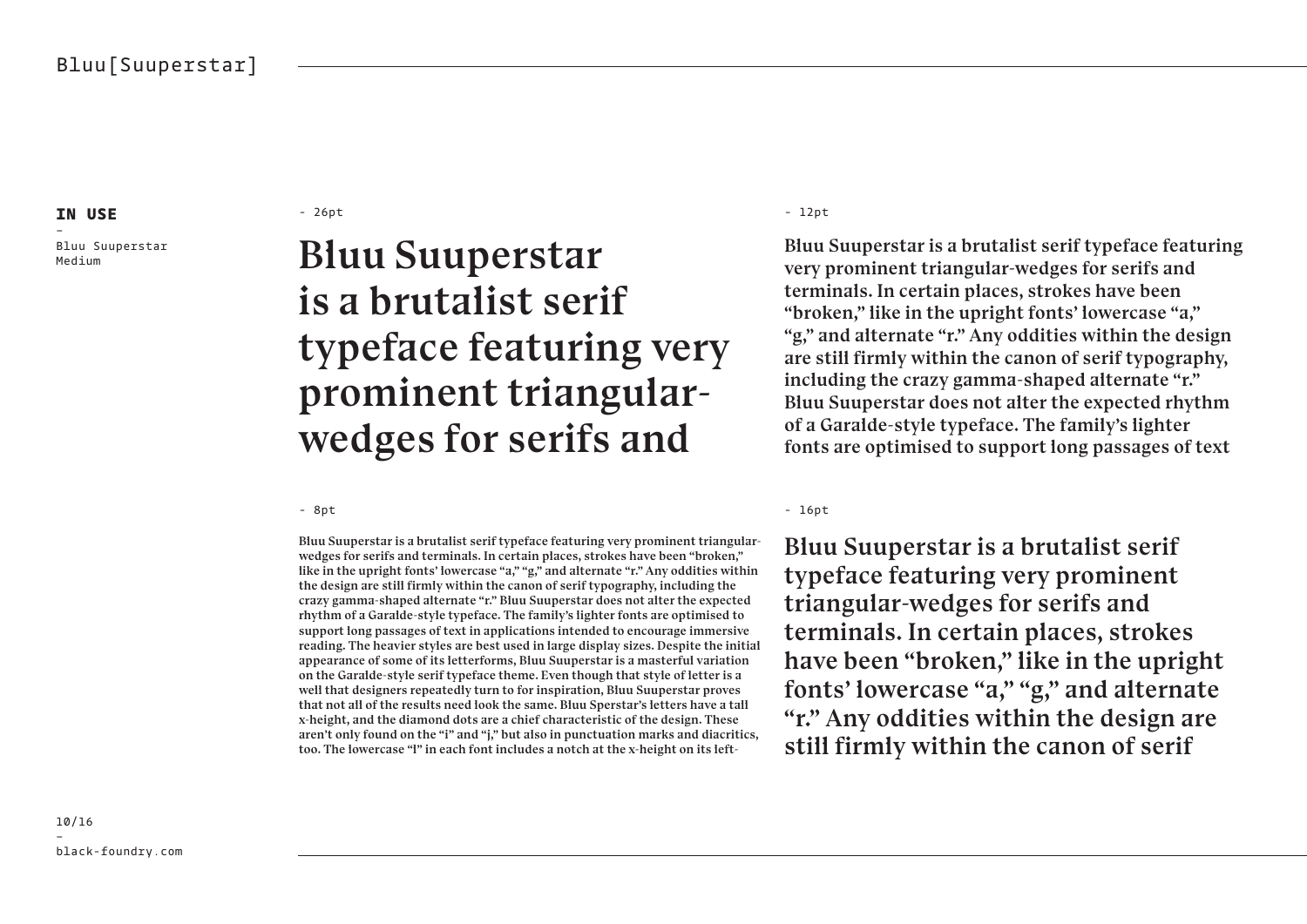**IN USE**

-

Bluu Suuperstar Medium

- 26pt

# Bluu Suuperstar is a brutalist serif typeface featuring very prominent triangular-wedges for serifs and

- 12pt

Bluu Suuperstar is a brutalist serif typeface featuring very prominent triangular-wedges for serifs and terminals. In certain places, strokes have been "broken," like in the upright fonts' lowercase "a," "g," and alternate "r." Any oddities within the design are still firmly within the canon of serif typography, including the crazy gamma-shaped alternate "r." Bluu Suuperstar does not alter the expected rhythm of a Garalde-style typeface. The family's lighter fonts are optimised to support long passages of text

- 8pt

Bluu Suuperstar is a brutalist serif typeface featuring very prominent triangular-wedges for serifs and terminals. In certain places, strokes have been "broken," like in the upright fonts' lowercase "a," "g," and alternate "r." Any oddities within the design are still firmly within the canon of serif typography, including the crazy gamma-shaped alternate "r." Bluu Suuperstar does not alter the expected rhythm of a Garalde-style typeface. The family's lighter fonts are optimised to support long passages of text in applications intended to encourage immersive reading. The heavier styles are best used in large display sizes. Despite the initial appearance of some of its letterforms, Bluu Suuperstar is a masterful variation on the Garalde-style serif typeface theme. Even though that style of letter is a well that designers repeatedly turn to for inspiration, Bluu Suuperstar proves that not all of the results need look the same. Bluu Sperstar's letters have a tall x-height, and the diamond dots are a chief characteristic of the design. These aren't only found on the "i" and "j," but also in punctuation marks and diacritics, too. The lowercase "l" in each font includes a notch at the x-height on its left-

- 16pt

Bluu Suuperstar is a brutalist serif typeface featuring very prominent triangular-wedges for serifs and terminals. In certain places, strokes have been "broken," like in the upright fonts' lowercase "a," "g," and alternate "r." Any oddities within the design are still firmly within the canon of serif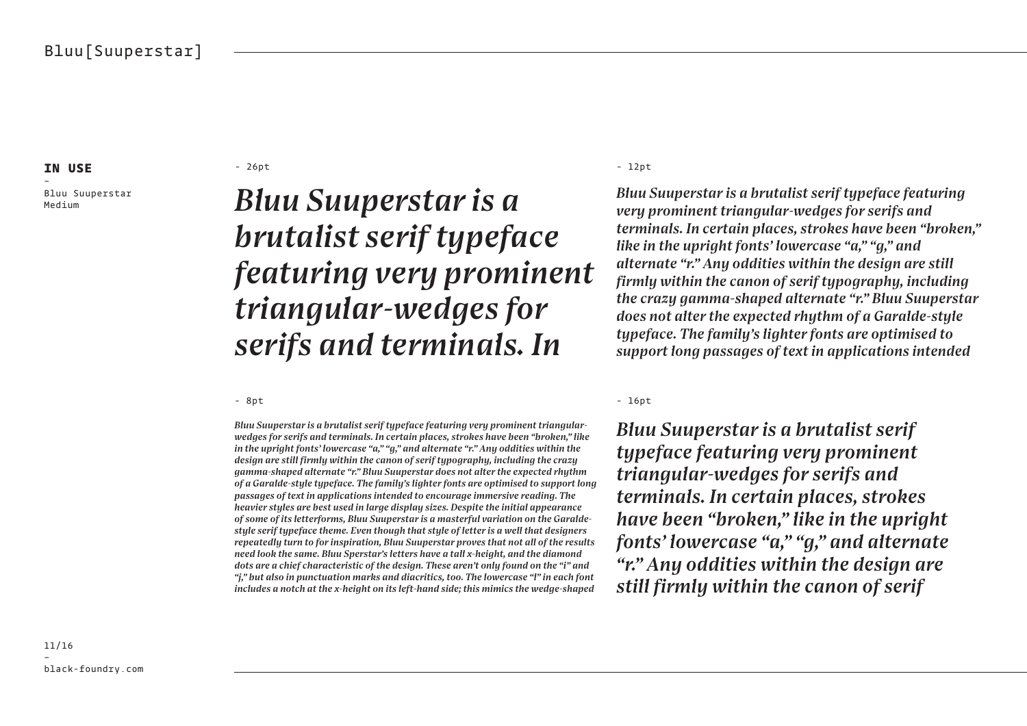**IN USE**

-
Bluu Suuperstar Medium

- 26pt

*Bluu Suuperstar is a brutalist serif typeface featuring very prominent triangular-wedges for serifs and terminals. In*

- 12pt

*Bluu Suuperstar is a brutalist serif typeface featuring very prominent triangular-wedges for serifs and terminals. In certain places, strokes have been "broken," like in the upright fonts' lowercase "a," "g," and alternate "r." Any oddities within the design are still firmly within the canon of serif typography, including the crazy gamma-shaped alternate "r." Bluu Suuperstar does not alter the expected rhythm of a Garalde-style typeface. The family's lighter fonts are optimised to support long passages of text in applications intended*

- 8pt

*Bluu Suuperstar is a brutalist serif typeface featuring very prominent triangular-wedges for serifs and terminals. In certain places, strokes have been "broken," like in the upright fonts' lowercase "a," "g," and alternate "r." Any oddities within the design are still firmly within the canon of serif typography, including the crazy gamma-shaped alternate "r." Bluu Suuperstar does not alter the expected rhythm of a Garalde-style typeface. The family's lighter fonts are optimised to support long passages of text in applications intended to encourage immersive reading. The heavier styles are best used in large display sizes. Despite the initial appearance of some of its letterforms, Bluu Suuperstar is a masterful variation on the Garalde-style serif typeface theme. Even though that style of letter is a well that designers repeatedly turn to for inspiration, Bluu Suuperstar proves that not all of the results need look the same. Bluu Sperstar's letters have a tall x-height, and the diamond dots are a chief characteristic of the design. These aren't only found on the "i" and "j," but also in punctuation marks and diacritics, too. The lowercase "l" in each font includes a notch at the x-height on its left-hand side; this mimics the wedge-shaped*

- 16pt

*Bluu Suuperstar is a brutalist serif typeface featuring very prominent triangular-wedges for serifs and terminals. In certain places, strokes have been "broken," like in the upright fonts' lowercase "a," "g," and alternate "r." Any oddities within the design are still firmly within the canon of serif*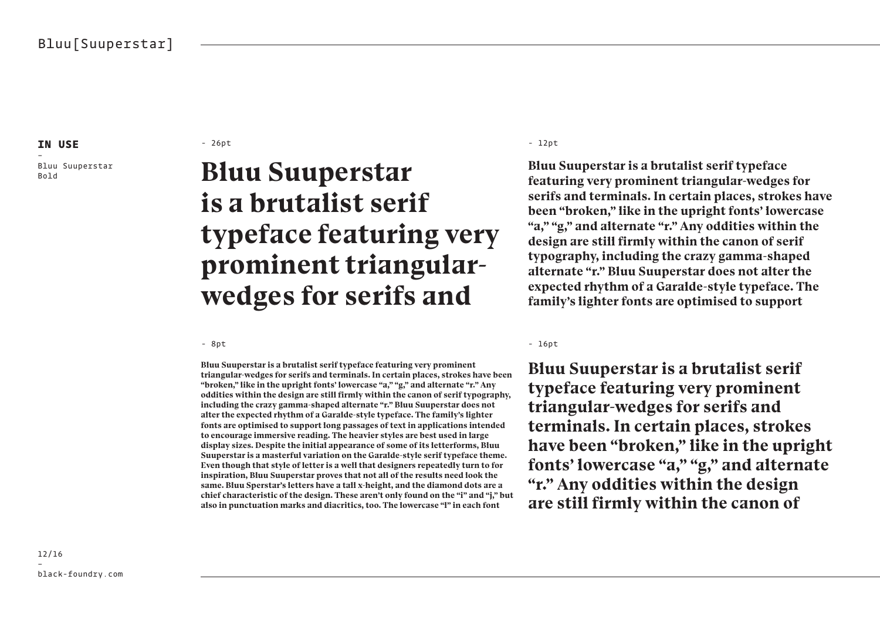## IN USE

-
Bluu Suuperstar Bold

- 26pt

# Bluu Suuperstar is a brutalist serif typeface featuring very prominent triangular-wedges for serifs and

- 12pt

**Bluu Suuperstar is a brutalist serif typeface featuring very prominent triangular-wedges for serifs and terminals. In certain places, strokes have been "broken," like in the upright fonts' lowercase "a," "g," and alternate "r." Any oddities within the design are still firmly within the canon of serif typography, including the crazy gamma-shaped alternate "r." Bluu Suuperstar does not alter the expected rhythm of a Garalde-style typeface. The family's lighter fonts are optimised to support**

- 8pt

**Bluu Suuperstar is a brutalist serif typeface featuring very prominent triangular-wedges for serifs and terminals. In certain places, strokes have been "broken," like in the upright fonts' lowercase "a," "g," and alternate "r." Any oddities within the design are still firmly within the canon of serif typography, including the crazy gamma-shaped alternate "r." Bluu Suuperstar does not alter the expected rhythm of a Garalde-style typeface. The family's lighter fonts are optimised to support long passages of text in applications intended to encourage immersive reading. The heavier styles are best used in large display sizes. Despite the initial appearance of some of its letterforms, Bluu Suuperstar is a masterful variation on the Garalde-style serif typeface theme. Even though that style of letter is a well that designers repeatedly turn to for inspiration, Bluu Suuperstar proves that not all of the results need look the same. Bluu Sperstar's letters have a tall x-height, and the diamond dots are a chief characteristic of the design. These aren't only found on the "i" and "j," but also in punctuation marks and diacritics, too. The lowercase "l" in each font**

- 16pt

**Bluu Suuperstar is a brutalist serif typeface featuring very prominent triangular-wedges for serifs and terminals. In certain places, strokes have been "broken," like in the upright fonts' lowercase "a," "g," and alternate "r." Any oddities within the design are still firmly within the canon of**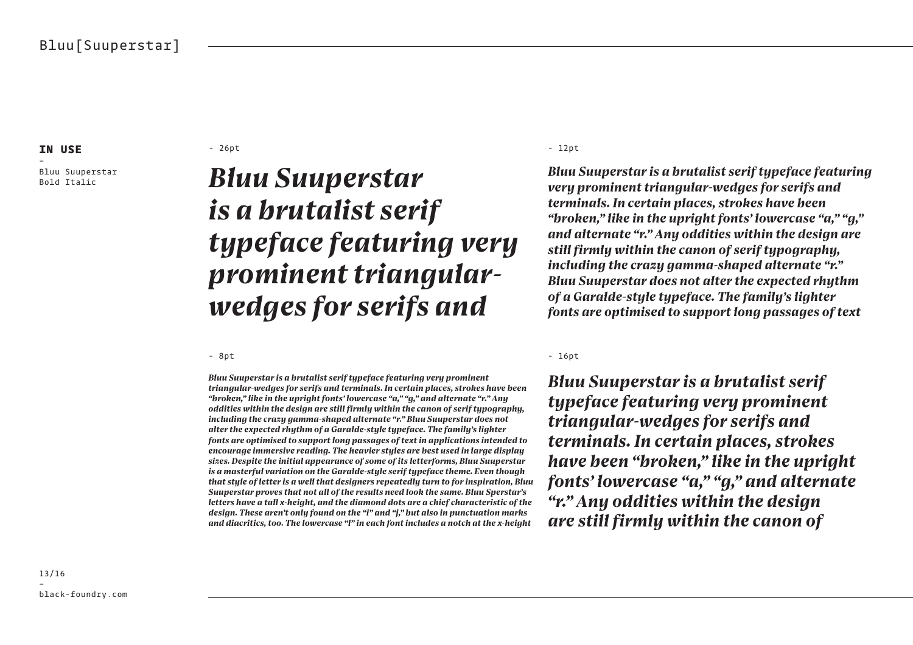**IN USE**

–

Bluu Suuperstar
Bold Italic

- 26pt

***Bluu Suuperstar is a brutalist serif typeface featuring very prominent triangular-wedges for serifs and***

- 12pt

***Bluu Suuperstar is a brutalist serif typeface featuring very prominent triangular-wedges for serifs and terminals. In certain places, strokes have been "broken," like in the upright fonts' lowercase "a," "g," and alternate "r." Any oddities within the design are still firmly within the canon of serif typography, including the crazy gamma-shaped alternate "r." Bluu Suuperstar does not alter the expected rhythm of a Garalde-style typeface. The family's lighter fonts are optimised to support long passages of text***

- 8pt

***Bluu Suuperstar is a brutalist serif typeface featuring very prominent triangular-wedges for serifs and terminals. In certain places, strokes have been "broken," like in the upright fonts' lowercase "a," "g," and alternate "r." Any oddities within the design are still firmly within the canon of serif typography, including the crazy gamma-shaped alternate "r." Bluu Suuperstar does not alter the expected rhythm of a Garalde-style typeface. The family's lighter fonts are optimised to support long passages of text in applications intended to encourage immersive reading. The heavier styles are best used in large display sizes. Despite the initial appearance of some of its letterforms, Bluu Suuperstar is a masterful variation on the Garalde-style serif typeface theme. Even though that style of letter is a well that designers repeatedly turn to for inspiration, Bluu Suuperstar proves that not all of the results need look the same. Bluu Sperstar's letters have a tall x-height, and the diamond dots are a chief characteristic of the design. These aren't only found on the "i" and "j," but also in punctuation marks and diacritics, too. The lowercase "l" in each font includes a notch at the x-height***

- 16pt

***Bluu Suuperstar is a brutalist serif typeface featuring very prominent triangular-wedges for serifs and terminals. In certain places, strokes have been "broken," like in the upright fonts' lowercase "a," "g," and alternate "r." Any oddities within the design are still firmly within the canon of***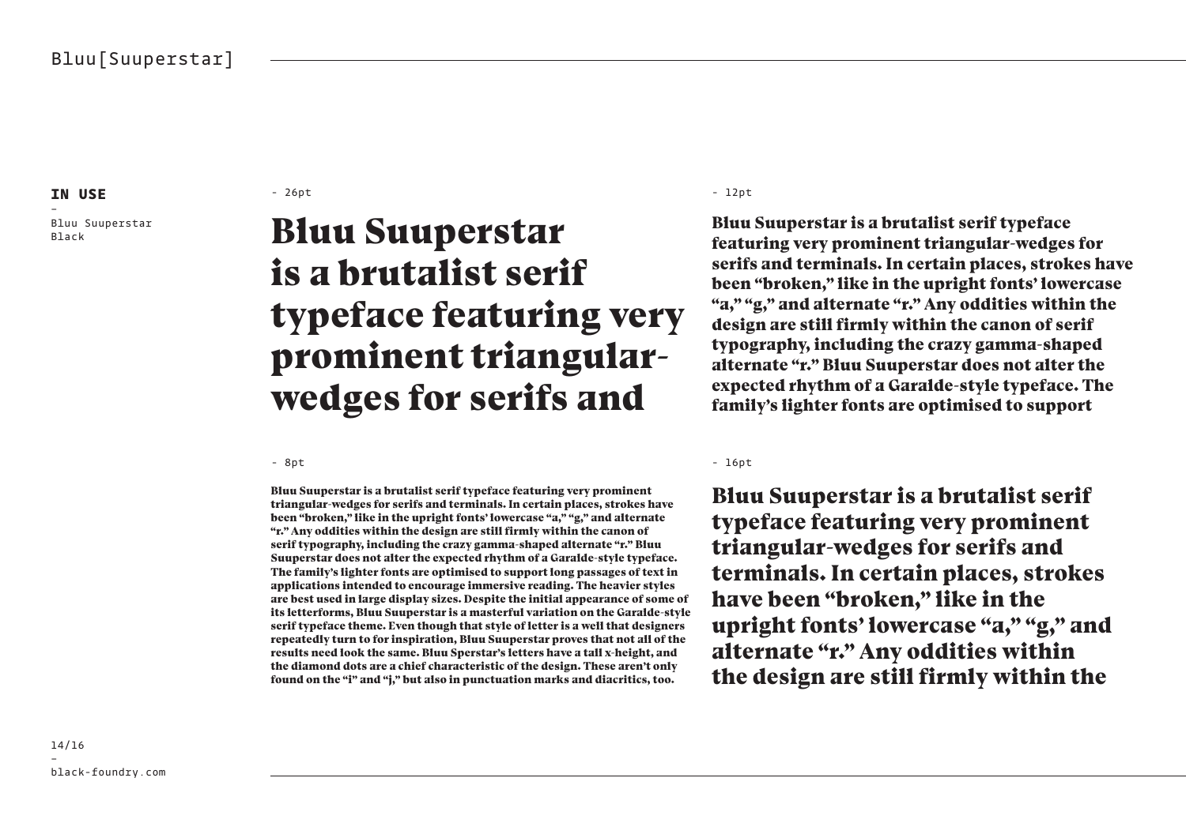**IN USE**

-
Bluu Suuperstar Black

- 26pt

# Bluu Suuperstar is a brutalist serif typeface featuring very prominent triangular-wedges for serifs and

- 12pt

**Bluu Suuperstar is a brutalist serif typeface featuring very prominent triangular-wedges for serifs and terminals. In certain places, strokes have been “broken,” like in the upright fonts’ lowercase “a,” “g,” and alternate “r.” Any oddities within the design are still firmly within the canon of serif typography, including the crazy gamma-shaped alternate “r.” Bluu Suuperstar does not alter the expected rhythm of a Garalde-style typeface. The family’s lighter fonts are optimised to support**

- 8pt

**Bluu Suuperstar is a brutalist serif typeface featuring very prominent triangular-wedges for serifs and terminals. In certain places, strokes have been “broken,” like in the upright fonts’ lowercase “a,” “g,” and alternate “r.” Any oddities within the design are still firmly within the canon of serif typography, including the crazy gamma-shaped alternate “r.” Bluu Suuperstar does not alter the expected rhythm of a Garalde-style typeface. The family’s lighter fonts are optimised to support long passages of text in applications intended to encourage immersive reading. The heavier styles are best used in large display sizes. Despite the initial appearance of some of its letterforms, Bluu Suuperstar is a masterful variation on the Garalde-style serif typeface theme. Even though that style of letter is a well that designers repeatedly turn to for inspiration, Bluu Suuperstar proves that not all of the results need look the same. Bluu Sperstar’s letters have a tall x-height, and the diamond dots are a chief characteristic of the design. These aren’t only found on the “i” and “j,” but also in punctuation marks and diacritics, too.**

- 16pt

**Bluu Suuperstar is a brutalist serif typeface featuring very prominent triangular-wedges for serifs and terminals. In certain places, strokes have been “broken,” like in the upright fonts’ lowercase “a,” “g,” and alternate “r.” Any oddities within the design are still firmly within the**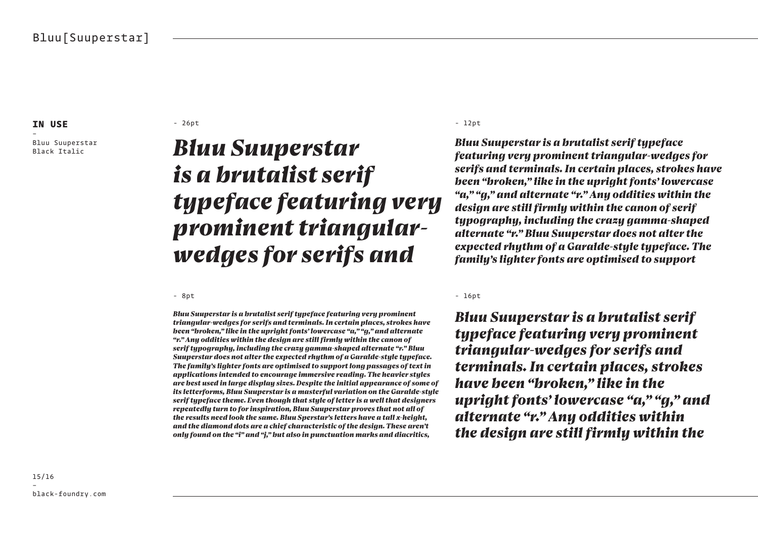**IN USE**

-

Bluu Suuperstar Black Italic

- 26pt

*Bluu Suuperstar is a brutalist serif typeface featuring very prominent triangular-wedges for serifs and*

- 12pt

*Bluu Suuperstar is a brutalist serif typeface featuring very prominent triangular-wedges for serifs and terminals. In certain places, strokes have been "broken," like in the upright fonts' lowercase "a," "g," and alternate "r." Any oddities within the design are still firmly within the canon of serif typography, including the crazy gamma-shaped alternate "r." Bluu Suuperstar does not alter the expected rhythm of a Garalde-style typeface. The family's lighter fonts are optimised to support*

- 8pt

*Bluu Suuperstar is a brutalist serif typeface featuring very prominent triangular-wedges for serifs and terminals. In certain places, strokes have been "broken," like in the upright fonts' lowercase "a," "g," and alternate "r." Any oddities within the design are still firmly within the canon of serif typography, including the crazy gamma-shaped alternate "r." Bluu Suuperstar does not alter the expected rhythm of a Garalde-style typeface. The family's lighter fonts are optimised to support long passages of text in applications intended to encourage immersive reading. The heavier styles are best used in large display sizes. Despite the initial appearance of some of its letterforms, Bluu Suuperstar is a masterful variation on the Garalde-style serif typeface theme. Even though that style of letter is a well that designers repeatedly turn to for inspiration, Bluu Suuperstar proves that not all of the results need look the same. Bluu Sperstar's letters have a tall x-height, and the diamond dots are a chief characteristic of the design. These aren't only found on the "i" and "j," but also in punctuation marks and diacritics,*

- 16pt

*Bluu Suuperstar is a brutalist serif typeface featuring very prominent triangular-wedges for serifs and terminals. In certain places, strokes have been "broken," like in the upright fonts' lowercase "a," "g," and alternate "r." Any oddities within the design are still firmly within the*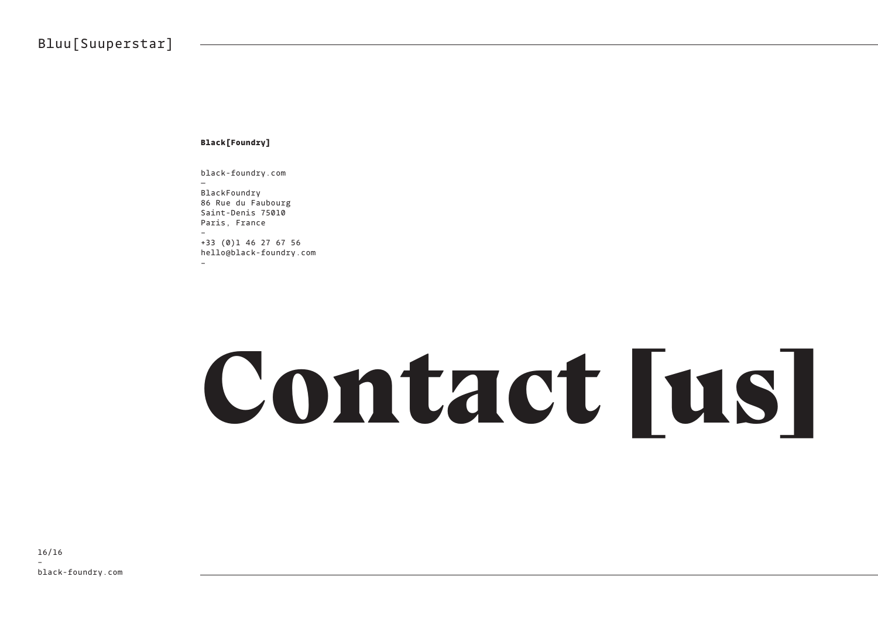**Black[Foundry]**

black-foundry.com
–
BlackFoundry
86 Rue du Faubourg
Saint-Denis 75010
Paris, France
–
+33 (0)1 46 27 67 56
hello@black-foundry.com
–

# Contact [us]